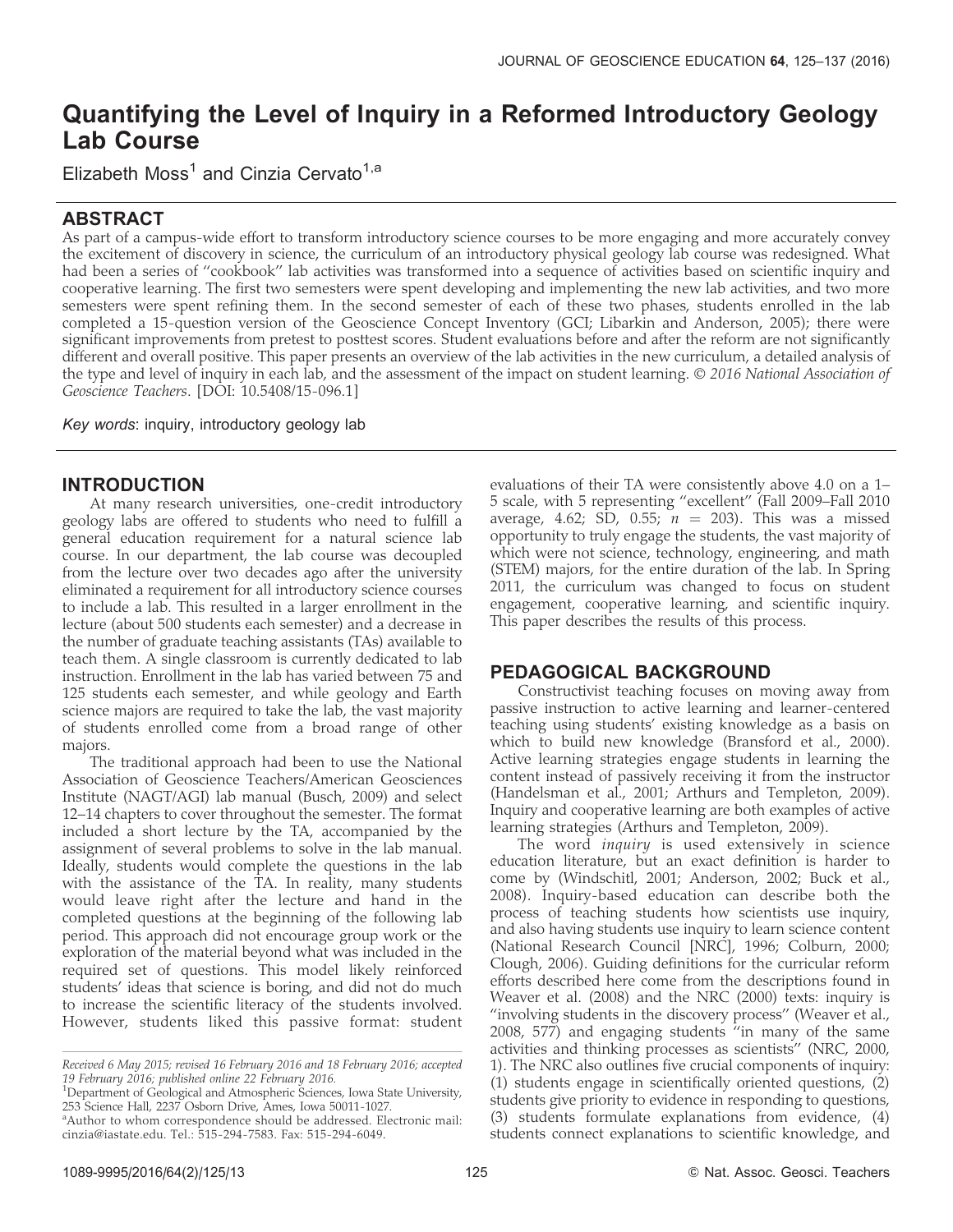# Quantifying the Level of Inquiry in a Reformed Introductory Geology Lab Course

Elizabeth Moss[1] and Cinzia Cervato[1,a]

## ABSTRACT

As part of a campus-wide effort to transform introductory science courses to be more engaging and more accurately convey the excitement of discovery in science, the curriculum of an introductory physical geology lab course was redesigned. What had been a series of "cookbook" lab activities was transformed into a sequence of activities based on scientific inquiry and cooperative learning. The first two semesters were spent developing and implementing the new lab activities, and two more semesters were spent refining them. In the second semester of each of these two phases, students enrolled in the lab completed a 15-question version of the Geoscience Concept Inventory (GCI; Libarkin and Anderson, 2005); there were significant improvements from pretest to posttest scores. Student evaluations before and after the reform are not significantly different and overall positive. This paper presents an overview of the lab activities in the new curriculum, a detailed analysis of the type and level of inquiry in each lab, and the assessment of the impact on student learning. *© 2016 National Association of Geoscience Teachers.* [DOI: 10.5408/15-096.1]

*Key words*: inquiry, introductory geology lab

## INTRODUCTION

At many research universities, one-credit introductory geology labs are offered to students who need to fulfill a general education requirement for a natural science lab course. In our department, the lab course was decoupled from the lecture over two decades ago after the university eliminated a requirement for all introductory science courses to include a lab. This resulted in a larger enrollment in the lecture (about 500 students each semester) and a decrease in the number of graduate teaching assistants (TAs) available to teach them. A single classroom is currently dedicated to lab instruction. Enrollment in the lab has varied between 75 and 125 students each semester, and while geology and Earth science majors are required to take the lab, the vast majority of students enrolled come from a broad range of other majors.

The traditional approach had been to use the National Association of Geoscience Teachers/American Geosciences Institute (NAGT/AGI) lab manual (Busch, 2009) and select 12–14 chapters to cover throughout the semester. The format included a short lecture by the TA, accompanied by the assignment of several problems to solve in the lab manual. Ideally, students would complete the questions in the lab with the assistance of the TA. In reality, many students would leave right after the lecture and hand in the completed questions at the beginning of the following lab period. This approach did not encourage group work or the exploration of the material beyond what was included in the required set of questions. This model likely reinforced students' ideas that science is boring, and did not do much to increase the scientific literacy of the students involved. However, students liked this passive format: student evaluations of their TA were consistently above 4.0 on a 1–5 scale, with 5 representing "excellent" (Fall 2009–Fall 2010 average, 4.62; SD, 0.55; $n = 203$). This was a missed opportunity to truly engage the students, the vast majority of which were not science, technology, engineering, and math (STEM) majors, for the entire duration of the lab. In Spring 2011, the curriculum was changed to focus on student engagement, cooperative learning, and scientific inquiry. This paper describes the results of this process.

## PEDAGOGICAL BACKGROUND

Constructivist teaching focuses on moving away from passive instruction to active learning and learner-centered teaching using students' existing knowledge as a basis on which to build new knowledge (Bransford et al., 2000). Active learning strategies engage students in learning the content instead of passively receiving it from the instructor (Handelsman et al., 2001; Arthurs and Templeton, 2009). Inquiry and cooperative learning are both examples of active learning strategies (Arthurs and Templeton, 2009).

The word *inquiry* is used extensively in science education literature, but an exact definition is harder to come by (Windschitl, 2001; Anderson, 2002; Buck et al., 2008). Inquiry-based education can describe both the process of teaching students how scientists use inquiry, and also having students use inquiry to learn science content (National Research Council [NRC], 1996; Colburn, 2000; Clough, 2006). Guiding definitions for the curricular reform efforts described here come from the descriptions found in Weaver et al. (2008) and the NRC (2000) texts: inquiry is "involving students in the discovery process" (Weaver et al., 2008, 577) and engaging students "in many of the same activities and thinking processes as scientists" (NRC, 2000, 1). The NRC also outlines five crucial components of inquiry: (1) students engage in scientifically oriented questions, (2) students give priority to evidence in responding to questions, (3) students formulate explanations from evidence, (4) students connect explanations to scientific knowledge, and

---

*Received 6 May 2015; revised 16 February 2016 and 18 February 2016; accepted 19 February 2016; published online 22 February 2016.*

[1]Department of Geological and Atmospheric Sciences, Iowa State University, 253 Science Hall, 2237 Osborn Drive, Ames, Iowa 50011-1027.

[a]Author to whom correspondence should be addressed. Electronic mail: cinzia@iastate.edu. Tel.: 515-294-7583. Fax: 515-294-6049.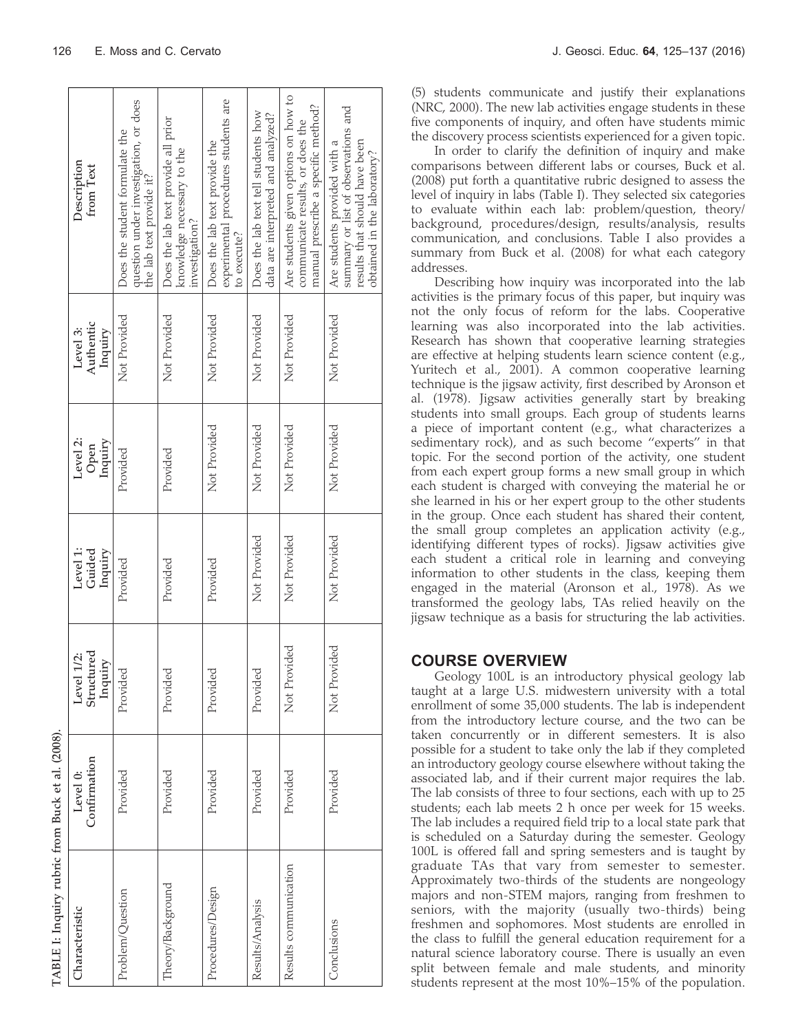TABLE I: Inquiry rubric from Buck et al. (2008).

| Characteristic | Level 0: Confirmation | Level 1/2: Structured Inquiry | Level 1: Guided Inquiry | Level 2: Open Inquiry | Level 3: Authentic Inquiry | Description from Text |
|---|---|---|---|---|---|---|
| Problem/Question | Provided | Provided | Provided | Provided | Not Provided | Does the student formulate the question under investigation, or does the lab text provide it? |
| Theory/Background | Provided | Provided | Provided | Provided | Not Provided | Does the lab text provide all prior knowledge necessary to the investigation? |
| Procedures/Design | Provided | Provided | Provided | Not Provided | Not Provided | Does the lab text provide the experimental procedures students are to execute? |
| Results/Analysis | Provided | Provided | Not Provided | Not Provided | Not Provided | Does the lab text tell students how data are interpreted and analyzed? |
| Results communication | Provided | Not Provided | Not Provided | Not Provided | Not Provided | Are students given options on how to communicate results, or does the manual prescribe a specific method? |
| Conclusions | Provided | Not Provided | Not Provided | Not Provided | Not Provided | Are students provided with a summary or list of observations and results that should have been obtained in the laboratory? |

(5) students communicate and justify their explanations (NRC, 2000). The new lab activities engage students in these five components of inquiry, and often have students mimic the discovery process scientists experienced for a given topic.

In order to clarify the definition of inquiry and make comparisons between different labs or courses, Buck et al. (2008) put forth a quantitative rubric designed to assess the level of inquiry in labs (Table I). They selected six categories to evaluate within each lab: problem/question, theory/background, procedures/design, results/analysis, results communication, and conclusions. Table I also provides a summary from Buck et al. (2008) for what each category addresses.

Describing how inquiry was incorporated into the lab activities is the primary focus of this paper, but inquiry was not the only focus of reform for the labs. Cooperative learning was also incorporated into the lab activities. Research has shown that cooperative learning strategies are effective at helping students learn science content (e.g., Yuritech et al., 2001). A common cooperative learning technique is the jigsaw activity, first described by Aronson et al. (1978). Jigsaw activities generally start by breaking students into small groups. Each group of students learns a piece of important content (e.g., what characterizes a sedimentary rock), and as such become "experts" in that topic. For the second portion of the activity, one student from each expert group forms a new small group in which each student is charged with conveying the material he or she learned in his or her expert group to the other students in the group. Once each student has shared their content, the small group completes an application activity (e.g., identifying different types of rocks). Jigsaw activities give each student a critical role in learning and conveying information to other students in the class, keeping them engaged in the material (Aronson et al., 1978). As we transformed the geology labs, TAs relied heavily on the jigsaw technique as a basis for structuring the lab activities.

## COURSE OVERVIEW

Geology 100L is an introductory physical geology lab taught at a large U.S. midwestern university with a total enrollment of some 35,000 students. The lab is independent from the introductory lecture course, and the two can be taken concurrently or in different semesters. It is also possible for a student to take only the lab if they completed an introductory geology course elsewhere without taking the associated lab, and if their current major requires the lab. The lab consists of three to four sections, each with up to 25 students; each lab meets 2 h once per week for 15 weeks. The lab includes a required field trip to a local state park that is scheduled on a Saturday during the semester. Geology 100L is offered fall and spring semesters and is taught by graduate TAs that vary from semester to semester. Approximately two-thirds of the students are nongeology majors and non-STEM majors, ranging from freshmen to seniors, with the majority (usually two-thirds) being freshmen and sophomores. Most students are enrolled in the class to fulfill the general education requirement for a natural science laboratory course. There is usually an even split between female and male students, and minority students represent at the most 10%–15% of the population.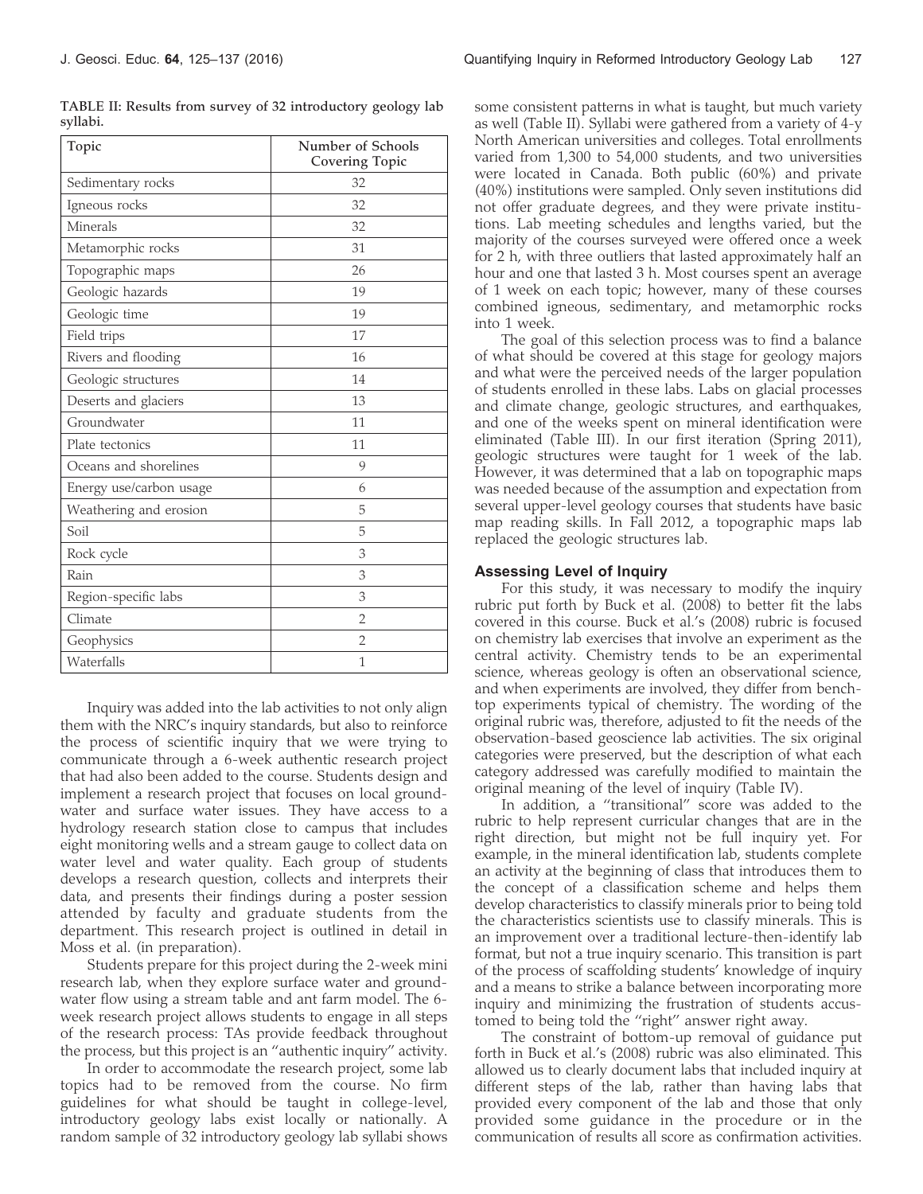TABLE II: Results from survey of 32 introductory geology lab syllabi.

| Topic | Number of Schools Covering Topic |
|---|---|
| Sedimentary rocks | 32 |
| Igneous rocks | 32 |
| Minerals | 32 |
| Metamorphic rocks | 31 |
| Topographic maps | 26 |
| Geologic hazards | 19 |
| Geologic time | 19 |
| Field trips | 17 |
| Rivers and flooding | 16 |
| Geologic structures | 14 |
| Deserts and glaciers | 13 |
| Groundwater | 11 |
| Plate tectonics | 11 |
| Oceans and shorelines | 9 |
| Energy use/carbon usage | 6 |
| Weathering and erosion | 5 |
| Soil | 5 |
| Rock cycle | 3 |
| Rain | 3 |
| Region-specific labs | 3 |
| Climate | 2 |
| Geophysics | 2 |
| Waterfalls | 1 |

Inquiry was added into the lab activities to not only align them with the NRC's inquiry standards, but also to reinforce the process of scientific inquiry that we were trying to communicate through a 6-week authentic research project that had also been added to the course. Students design and implement a research project that focuses on local groundwater and surface water issues. They have access to a hydrology research station close to campus that includes eight monitoring wells and a stream gauge to collect data on water level and water quality. Each group of students develops a research question, collects and interprets their data, and presents their findings during a poster session attended by faculty and graduate students from the department. This research project is outlined in detail in Moss et al. (in preparation).

Students prepare for this project during the 2-week mini research lab, when they explore surface water and groundwater flow using a stream table and ant farm model. The 6-week research project allows students to engage in all steps of the research process: TAs provide feedback throughout the process, but this project is an "authentic inquiry" activity.

In order to accommodate the research project, some lab topics had to be removed from the course. No firm guidelines for what should be taught in college-level, introductory geology labs exist locally or nationally. A random sample of 32 introductory geology lab syllabi shows some consistent patterns in what is taught, but much variety as well (Table II). Syllabi were gathered from a variety of 4-y North American universities and colleges. Total enrollments varied from 1,300 to 54,000 students, and two universities were located in Canada. Both public (60%) and private (40%) institutions were sampled. Only seven institutions did not offer graduate degrees, and they were private institutions. Lab meeting schedules and lengths varied, but the majority of the courses surveyed were offered once a week for 2 h, with three outliers that lasted approximately half an hour and one that lasted 3 h. Most courses spent an average of 1 week on each topic; however, many of these courses combined igneous, sedimentary, and metamorphic rocks into 1 week.

The goal of this selection process was to find a balance of what should be covered at this stage for geology majors and what were the perceived needs of the larger population of students enrolled in these labs. Labs on glacial processes and climate change, geologic structures, and earthquakes, and one of the weeks spent on mineral identification were eliminated (Table III). In our first iteration (Spring 2011), geologic structures were taught for 1 week of the lab. However, it was determined that a lab on topographic maps was needed because of the assumption and expectation from several upper-level geology courses that students have basic map reading skills. In Fall 2012, a topographic maps lab replaced the geologic structures lab.

### Assessing Level of Inquiry

For this study, it was necessary to modify the inquiry rubric put forth by Buck et al. (2008) to better fit the labs covered in this course. Buck et al.'s (2008) rubric is focused on chemistry lab exercises that involve an experiment as the central activity. Chemistry tends to be an experimental science, whereas geology is often an observational science, and when experiments are involved, they differ from bench-top experiments typical of chemistry. The wording of the original rubric was, therefore, adjusted to fit the needs of the observation-based geoscience lab activities. The six original categories were preserved, but the description of what each category addressed was carefully modified to maintain the original meaning of the level of inquiry (Table IV).

In addition, a "transitional" score was added to the rubric to help represent curricular changes that are in the right direction, but might not be full inquiry yet. For example, in the mineral identification lab, students complete an activity at the beginning of class that introduces them to the concept of a classification scheme and helps them develop characteristics to classify minerals prior to being told the characteristics scientists use to classify minerals. This is an improvement over a traditional lecture-then-identify lab format, but not a true inquiry scenario. This transition is part of the process of scaffolding students' knowledge of inquiry and a means to strike a balance between incorporating more inquiry and minimizing the frustration of students accustomed to being told the "right" answer right away.

The constraint of bottom-up removal of guidance put forth in Buck et al.'s (2008) rubric was also eliminated. This allowed us to clearly document labs that included inquiry at different steps of the lab, rather than having labs that provided every component of the lab and those that only provided some guidance in the procedure or in the communication of results all score as confirmation activities.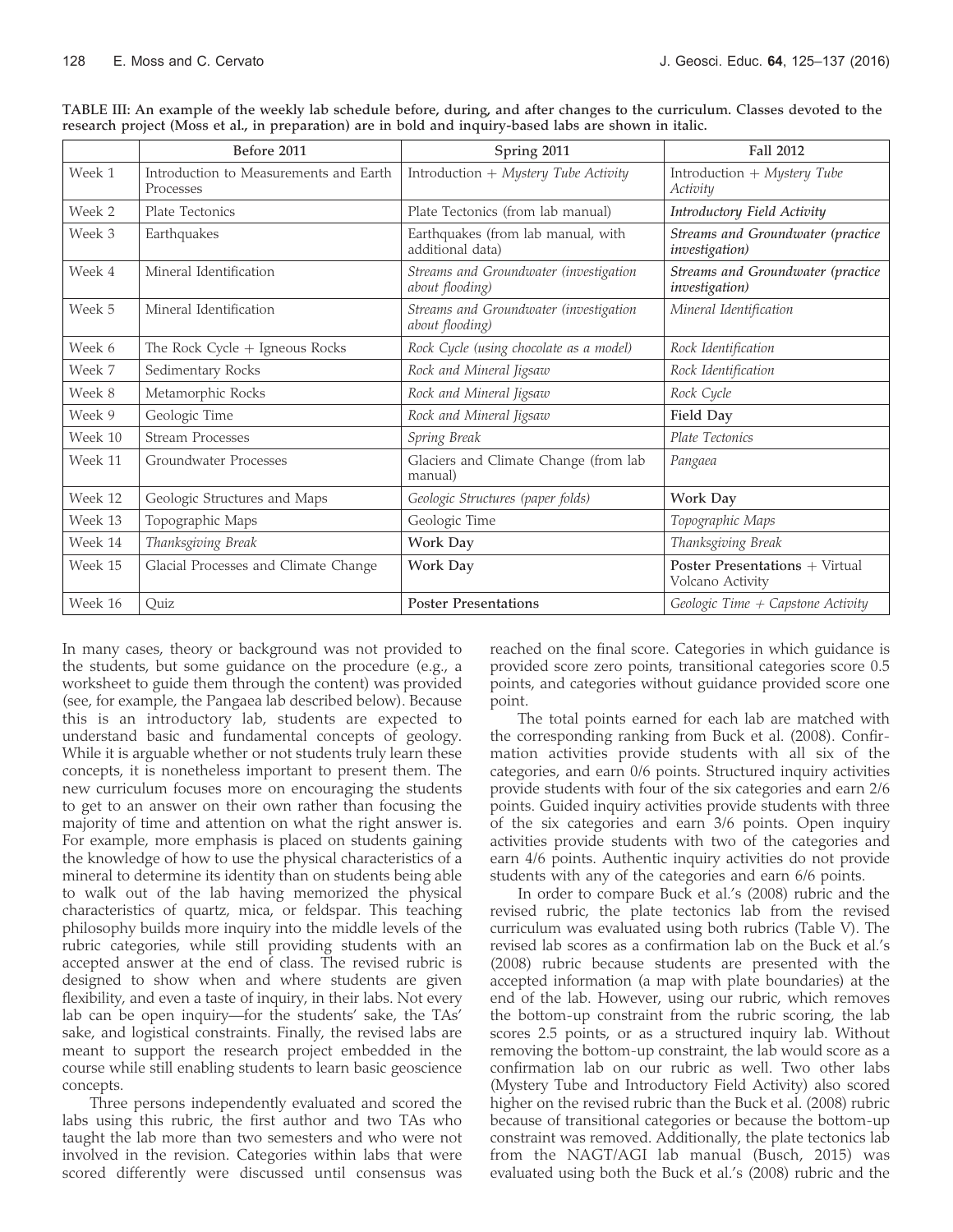TABLE III: An example of the weekly lab schedule before, during, and after changes to the curriculum. Classes devoted to the research project (Moss et al., in preparation) are in bold and inquiry-based labs are shown in italic.

| | Before 2011 | Spring 2011 | Fall 2012 |
|---|---|---|---|
| Week 1 | Introduction to Measurements and Earth Processes | Introduction + *Mystery Tube Activity* | Introduction + *Mystery Tube Activity* |
| Week 2 | Plate Tectonics | Plate Tectonics (from lab manual) | ***Introductory Field Activity*** |
| Week 3 | Earthquakes | Earthquakes (from lab manual, with additional data) | ***Streams and Groundwater (practice investigation)*** |
| Week 4 | Mineral Identification | *Streams and Groundwater (investigation about flooding)* | ***Streams and Groundwater (practice investigation)*** |
| Week 5 | Mineral Identification | *Streams and Groundwater (investigation about flooding)* | *Mineral Identification* |
| Week 6 | The Rock Cycle + Igneous Rocks | *Rock Cycle (using chocolate as a model)* | *Rock Identification* |
| Week 7 | Sedimentary Rocks | *Rock and Mineral Jigsaw* | *Rock Identification* |
| Week 8 | Metamorphic Rocks | *Rock and Mineral Jigsaw* | *Rock Cycle* |
| Week 9 | Geologic Time | *Rock and Mineral Jigsaw* | **Field Day** |
| Week 10 | Stream Processes | *Spring Break* | *Plate Tectonics* |
| Week 11 | Groundwater Processes | Glaciers and Climate Change (from lab manual) | *Pangaea* |
| Week 12 | Geologic Structures and Maps | *Geologic Structures (paper folds)* | **Work Day** |
| Week 13 | Topographic Maps | Geologic Time | *Topographic Maps* |
| Week 14 | *Thanksgiving Break* | **Work Day** | *Thanksgiving Break* |
| Week 15 | Glacial Processes and Climate Change | **Work Day** | **Poster Presentations** + Virtual Volcano Activity |
| Week 16 | Quiz | **Poster Presentations** | *Geologic Time + Capstone Activity* |

In many cases, theory or background was not provided to the students, but some guidance on the procedure (e.g., a worksheet to guide them through the content) was provided (see, for example, the Pangaea lab described below). Because this is an introductory lab, students are expected to understand basic and fundamental concepts of geology. While it is arguable whether or not students truly learn these concepts, it is nonetheless important to present them. The new curriculum focuses more on encouraging the students to get to an answer on their own rather than focusing the majority of time and attention on what the right answer is. For example, more emphasis is placed on students gaining the knowledge of how to use the physical characteristics of a mineral to determine its identity than on students being able to walk out of the lab having memorized the physical characteristics of quartz, mica, or feldspar. This teaching philosophy builds more inquiry into the middle levels of the rubric categories, while still providing students with an accepted answer at the end of class. The revised rubric is designed to show when and where students are given flexibility, and even a taste of inquiry, in their labs. Not every lab can be open inquiry—for the students' sake, the TAs' sake, and logistical constraints. Finally, the revised labs are meant to support the research project embedded in the course while still enabling students to learn basic geoscience concepts.

Three persons independently evaluated and scored the labs using this rubric, the first author and two TAs who taught the lab more than two semesters and who were not involved in the revision. Categories within labs that were scored differently were discussed until consensus was reached on the final score. Categories in which guidance is provided score zero points, transitional categories score 0.5 points, and categories without guidance provided score one point.

The total points earned for each lab are matched with the corresponding ranking from Buck et al. (2008). Confirmation activities provide students with all six of the categories, and earn 0/6 points. Structured inquiry activities provide students with four of the six categories and earn 2/6 points. Guided inquiry activities provide students with three of the six categories and earn 3/6 points. Open inquiry activities provide students with two of the categories and earn 4/6 points. Authentic inquiry activities do not provide students with any of the categories and earn 6/6 points.

In order to compare Buck et al.'s (2008) rubric and the revised rubric, the plate tectonics lab from the revised curriculum was evaluated using both rubrics (Table V). The revised lab scores as a confirmation lab on the Buck et al.'s (2008) rubric because students are presented with the accepted information (a map with plate boundaries) at the end of the lab. However, using our rubric, which removes the bottom-up constraint from the rubric scoring, the lab scores 2.5 points, or as a structured inquiry lab. Without removing the bottom-up constraint, the lab would score as a confirmation lab on our rubric as well. Two other labs (Mystery Tube and Introductory Field Activity) also scored higher on the revised rubric than the Buck et al. (2008) rubric because of transitional categories or because the bottom-up constraint was removed. Additionally, the plate tectonics lab from the NAGT/AGI lab manual (Busch, 2015) was evaluated using both the Buck et al.'s (2008) rubric and the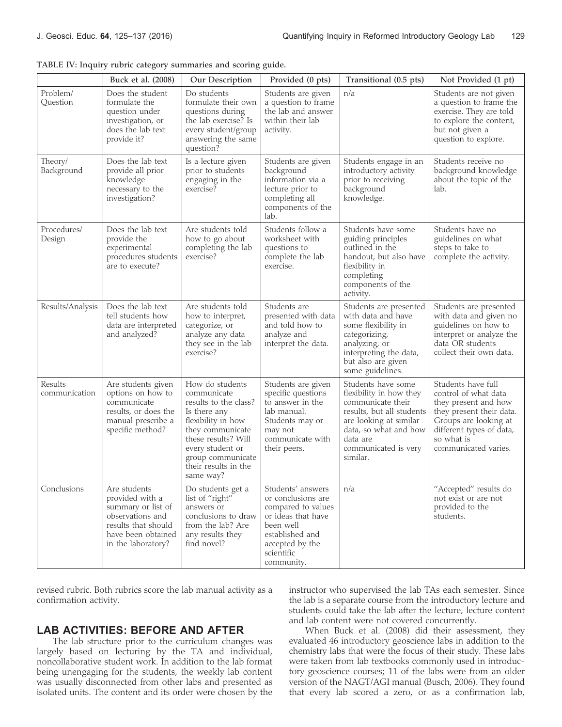TABLE IV: Inquiry rubric category summaries and scoring guide.

| | Buck et al. (2008) | Our Description | Provided (0 pts) | Transitional (0.5 pts) | Not Provided (1 pt) |
|---|---|---|---|---|---|
| Problem/ Question | Does the student formulate the question under investigation, or does the lab text provide it? | Do students formulate their own questions during the lab exercise? Is every student/group answering the same question? | Students are given a question to frame the lab and answer within their lab activity. | n/a | Students are not given a question to frame the exercise. They are told to explore the content, but not given a question to explore. |
| Theory/ Background | Does the lab text provide all prior knowledge necessary to the investigation? | Is a lecture given prior to students engaging in the exercise? | Students are given background information via a lecture prior to completing all components of the lab. | Students engage in an introductory activity prior to receiving background knowledge. | Students receive no background knowledge about the topic of the lab. |
| Procedures/ Design | Does the lab text provide the experimental procedures students are to execute? | Are students told how to go about completing the lab exercise? | Students follow a worksheet with questions to complete the lab exercise. | Students have some guiding principles outlined in the handout, but also have flexibility in completing components of the activity. | Students have no guidelines on what steps to take to complete the activity. |
| Results/Analysis | Does the lab text tell students how data are interpreted and analyzed? | Are students told how to interpret, categorize, or analyze any data they see in the lab exercise? | Students are presented with data and told how to analyze and interpret the data. | Students are presented with data and have some flexibility in categorizing, analyzing, or interpreting the data, but also are given some guidelines. | Students are presented with data and given no guidelines on how to interpret or analyze the data OR students collect their own data. |
| Results communication | Are students given options on how to communicate results, or does the manual prescribe a specific method? | How do students communicate results to the class? Is there any flexibility in how they communicate these results? Will every student or group communicate their results in the same way? | Students are given specific questions to answer in the lab manual. Students may or may not communicate with their peers. | Students have some flexibility in how they communicate their results, but all students are looking at similar data, so what and how data are communicated is very similar. | Students have full control of what data they present and how they present their data. Groups are looking at different types of data, so what is communicated varies. |
| Conclusions | Are students provided with a summary or list of observations and results that should have been obtained in the laboratory? | Do students get a list of "right" answers or conclusions to draw from the lab? Are any results they find novel? | Students' answers or conclusions are compared to values or ideas that have been well established and accepted by the scientific community. | n/a | "Accepted" results do not exist or are not provided to the students. |

revised rubric. Both rubrics score the lab manual activity as a confirmation activity.

## LAB ACTIVITIES: BEFORE AND AFTER

The lab structure prior to the curriculum changes was largely based on lecturing by the TA and individual, noncollaborative student work. In addition to the lab format being unengaging for the students, the weekly lab content was usually disconnected from other labs and presented as isolated units. The content and its order were chosen by the instructor who supervised the lab TAs each semester. Since the lab is a separate course from the introductory lecture and students could take the lab after the lecture, lecture content and lab content were not covered concurrently.

When Buck et al. (2008) did their assessment, they evaluated 46 introductory geoscience labs in addition to the chemistry labs that were the focus of their study. These labs were taken from lab textbooks commonly used in introductory geoscience courses; 11 of the labs were from an older version of the NAGT/AGI manual (Busch, 2006). They found that every lab scored a zero, or as a confirmation lab,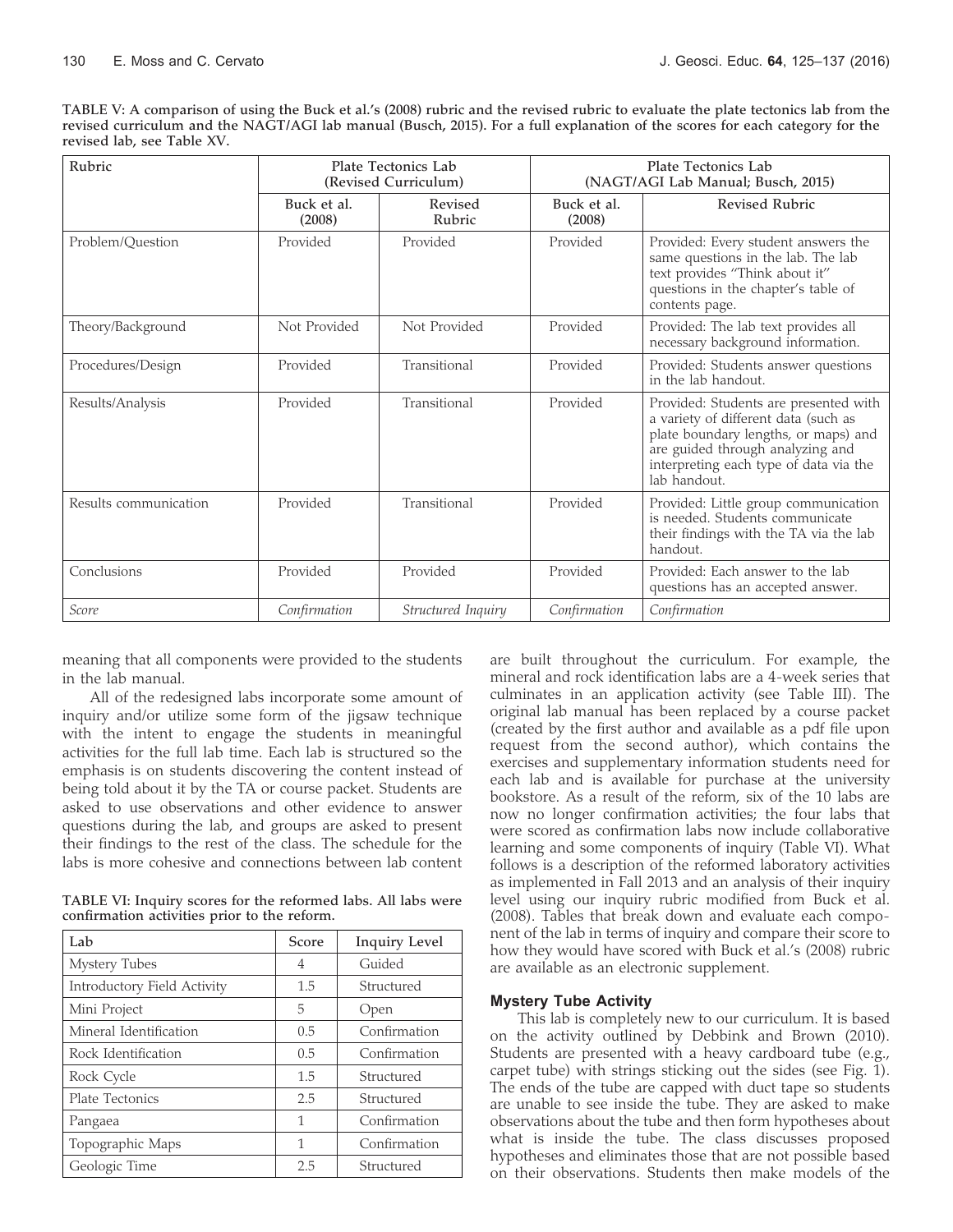TABLE V: A comparison of using the Buck et al.'s (2008) rubric and the revised rubric to evaluate the plate tectonics lab from the revised curriculum and the NAGT/AGI lab manual (Busch, 2015). For a full explanation of the scores for each category for the revised lab, see Table XV.

| Rubric | Plate Tectonics Lab (Revised Curriculum) | | Plate Tectonics Lab (NAGT/AGI Lab Manual; Busch, 2015) | |
|---|---|---|---|---|
| | Buck et al. (2008) | Revised Rubric | Buck et al. (2008) | Revised Rubric |
| Problem/Question | Provided | Provided | Provided | Provided: Every student answers the same questions in the lab. The lab text provides "Think about it" questions in the chapter's table of contents page. |
| Theory/Background | Not Provided | Not Provided | Provided | Provided: The lab text provides all necessary background information. |
| Procedures/Design | Provided | Transitional | Provided | Provided: Students answer questions in the lab handout. |
| Results/Analysis | Provided | Transitional | Provided | Provided: Students are presented with a variety of different data (such as plate boundary lengths, or maps) and are guided through analyzing and interpreting each type of data via the lab handout. |
| Results communication | Provided | Transitional | Provided | Provided: Little group communication is needed. Students communicate their findings with the TA via the lab handout. |
| Conclusions | Provided | Provided | Provided | Provided: Each answer to the lab questions has an accepted answer. |
| *Score* | *Confirmation* | *Structured Inquiry* | *Confirmation* | *Confirmation* |

meaning that all components were provided to the students in the lab manual.

All of the redesigned labs incorporate some amount of inquiry and/or utilize some form of the jigsaw technique with the intent to engage the students in meaningful activities for the full lab time. Each lab is structured so the emphasis is on students discovering the content instead of being told about it by the TA or course packet. Students are asked to use observations and other evidence to answer questions during the lab, and groups are asked to present their findings to the rest of the class. The schedule for the labs is more cohesive and connections between lab content are built throughout the curriculum. For example, the mineral and rock identification labs are a 4-week series that culminates in an application activity (see Table III). The original lab manual has been replaced by a course packet (created by the first author and available as a pdf file upon request from the second author), which contains the exercises and supplementary information students need for each lab and is available for purchase at the university bookstore. As a result of the reform, six of the 10 labs are now no longer confirmation activities; the four labs that were scored as confirmation labs now include collaborative learning and some components of inquiry (Table VI). What follows is a description of the reformed laboratory activities as implemented in Fall 2013 and an analysis of their inquiry level using our inquiry rubric modified from Buck et al. (2008). Tables that break down and evaluate each component of the lab in terms of inquiry and compare their score to how they would have scored with Buck et al.'s (2008) rubric are available as an electronic supplement.

TABLE VI: Inquiry scores for the reformed labs. All labs were confirmation activities prior to the reform.

| Lab | Score | Inquiry Level |
|---|---|---|
| Mystery Tubes | 4 | Guided |
| Introductory Field Activity | 1.5 | Structured |
| Mini Project | 5 | Open |
| Mineral Identification | 0.5 | Confirmation |
| Rock Identification | 0.5 | Confirmation |
| Rock Cycle | 1.5 | Structured |
| Plate Tectonics | 2.5 | Structured |
| Pangaea | 1 | Confirmation |
| Topographic Maps | 1 | Confirmation |
| Geologic Time | 2.5 | Structured |

### Mystery Tube Activity

This lab is completely new to our curriculum. It is based on the activity outlined by Debbink and Brown (2010). Students are presented with a heavy cardboard tube (e.g., carpet tube) with strings sticking out the sides (see Fig. 1). The ends of the tube are capped with duct tape so students are unable to see inside the tube. They are asked to make observations about the tube and then form hypotheses about what is inside the tube. The class discusses proposed hypotheses and eliminates those that are not possible based on their observations. Students then make models of the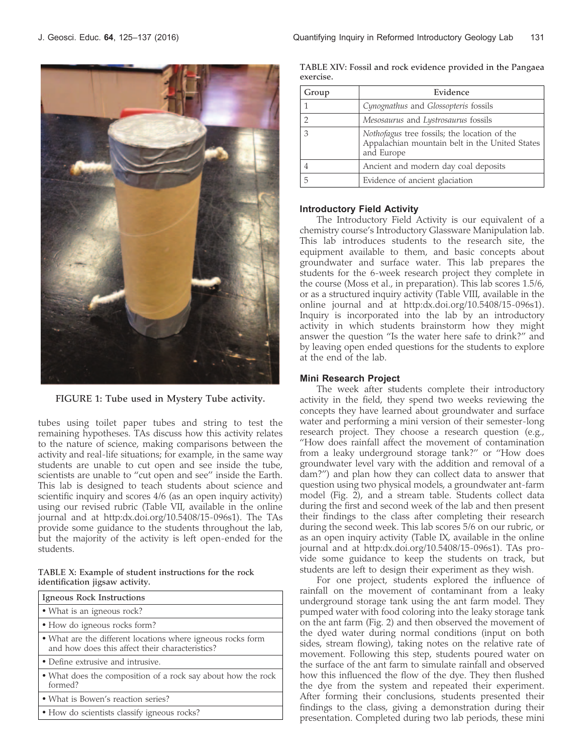FIGURE 1: Tube used in Mystery Tube activity.

tubes using toilet paper tubes and string to test the remaining hypotheses. TAs discuss how this activity relates to the nature of science, making comparisons between the activity and real-life situations; for example, in the same way students are unable to cut open and see inside the tube, scientists are unable to "cut open and see" inside the Earth. This lab is designed to teach students about science and scientific inquiry and scores 4/6 (as an open inquiry activity) using our revised rubric (Table VII, available in the online journal and at http:dx.doi.org/10.5408/15-096s1). The TAs provide some guidance to the students throughout the lab, but the majority of the activity is left open-ended for the students.

TABLE X: Example of student instructions for the rock identification jigsaw activity.

| Igneous Rock Instructions |
| --- |
| • What is an igneous rock? |
| • How do igneous rocks form? |
| • What are the different locations where igneous rocks form and how does this affect their characteristics? |
| • Define extrusive and intrusive. |
| • What does the composition of a rock say about how the rock formed? |
| • What is Bowen's reaction series? |
| • How do scientists classify igneous rocks? |

TABLE XIV: Fossil and rock evidence provided in the Pangaea exercise.

| Group | Evidence |
| --- | --- |
| 1 | *Cynognathus* and *Glossopteris* fossils |
| 2 | *Mesosaurus* and *Lystrosaurus* fossils |
| 3 | *Nothofagus* tree fossils; the location of the Appalachian mountain belt in the United States and Europe |
| 4 | Ancient and modern day coal deposits |
| 5 | Evidence of ancient glaciation |

### Introductory Field Activity

The Introductory Field Activity is our equivalent of a chemistry course's Introductory Glassware Manipulation lab. This lab introduces students to the research site, the equipment available to them, and basic concepts about groundwater and surface water. This lab prepares the students for the 6-week research project they complete in the course (Moss et al., in preparation). This lab scores 1.5/6, or as a structured inquiry activity (Table VIII, available in the online journal and at http:dx.doi.org/10.5408/15-096s1). Inquiry is incorporated into the lab by an introductory activity in which students brainstorm how they might answer the question "Is the water here safe to drink?" and by leaving open ended questions for the students to explore at the end of the lab.

### Mini Research Project

The week after students complete their introductory activity in the field, they spend two weeks reviewing the concepts they have learned about groundwater and surface water and performing a mini version of their semester-long research project. They choose a research question (e.g., "How does rainfall affect the movement of contamination from a leaky underground storage tank?" or "How does groundwater level vary with the addition and removal of a dam?") and plan how they can collect data to answer that question using two physical models, a groundwater ant-farm model (Fig. 2), and a stream table. Students collect data during the first and second week of the lab and then present their findings to the class after completing their research during the second week. This lab scores 5/6 on our rubric, or as an open inquiry activity (Table IX, available in the online journal and at http:dx.doi.org/10.5408/15-096s1). TAs provide some guidance to keep the students on track, but students are left to design their experiment as they wish.

For one project, students explored the influence of rainfall on the movement of contaminant from a leaky underground storage tank using the ant farm model. They pumped water with food coloring into the leaky storage tank on the ant farm (Fig. 2) and then observed the movement of the dyed water during normal conditions (input on both sides, stream flowing), taking notes on the relative rate of movement. Following this step, students poured water on the surface of the ant farm to simulate rainfall and observed how this influenced the flow of the dye. They then flushed the dye from the system and repeated their experiment. After forming their conclusions, students presented their findings to the class, giving a demonstration during their presentation. Completed during two lab periods, these mini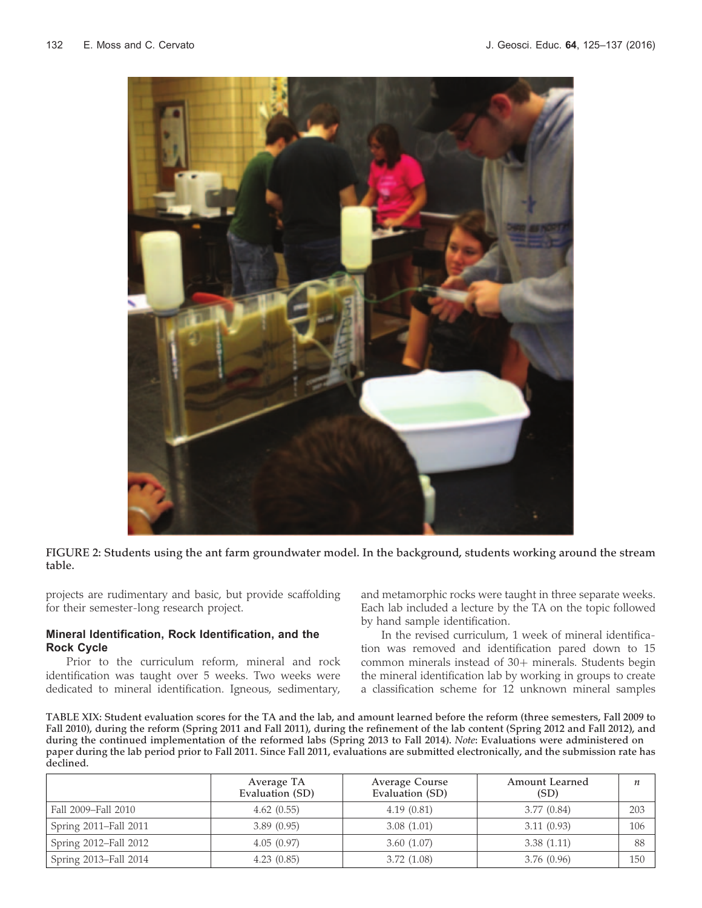FIGURE 2: Students using the ant farm groundwater model. In the background, students working around the stream table.

projects are rudimentary and basic, but provide scaffolding for their semester-long research project.

### Mineral Identification, Rock Identification, and the Rock Cycle

Prior to the curriculum reform, mineral and rock identification was taught over 5 weeks. Two weeks were dedicated to mineral identification. Igneous, sedimentary, and metamorphic rocks were taught in three separate weeks. Each lab included a lecture by the TA on the topic followed by hand sample identification.

In the revised curriculum, 1 week of mineral identification was removed and identification pared down to 15 common minerals instead of 30+ minerals. Students begin the mineral identification lab by working in groups to create a classification scheme for 12 unknown mineral samples

**TABLE XIX: Student evaluation scores for the TA and the lab, and amount learned before the reform (three semesters, Fall 2009 to Fall 2010), during the reform (Spring 2011 and Fall 2011), during the refinement of the lab content (Spring 2012 and Fall 2012), and during the continued implementation of the reformed labs (Spring 2013 to Fall 2014).** ***Note*****: Evaluations were administered on paper during the lab period prior to Fall 2011. Since Fall 2011, evaluations are submitted electronically, and the submission rate has declined.**

| | Average TA Evaluation (SD) | Average Course Evaluation (SD) | Amount Learned (SD) | *n* |
|---|---|---|---|---|
| Fall 2009–Fall 2010 | 4.62 (0.55) | 4.19 (0.81) | 3.77 (0.84) | 203 |
| Spring 2011–Fall 2011 | 3.89 (0.95) | 3.08 (1.01) | 3.11 (0.93) | 106 |
| Spring 2012–Fall 2012 | 4.05 (0.97) | 3.60 (1.07) | 3.38 (1.11) | 88 |
| Spring 2013–Fall 2014 | 4.23 (0.85) | 3.72 (1.08) | 3.76 (0.96) | 150 |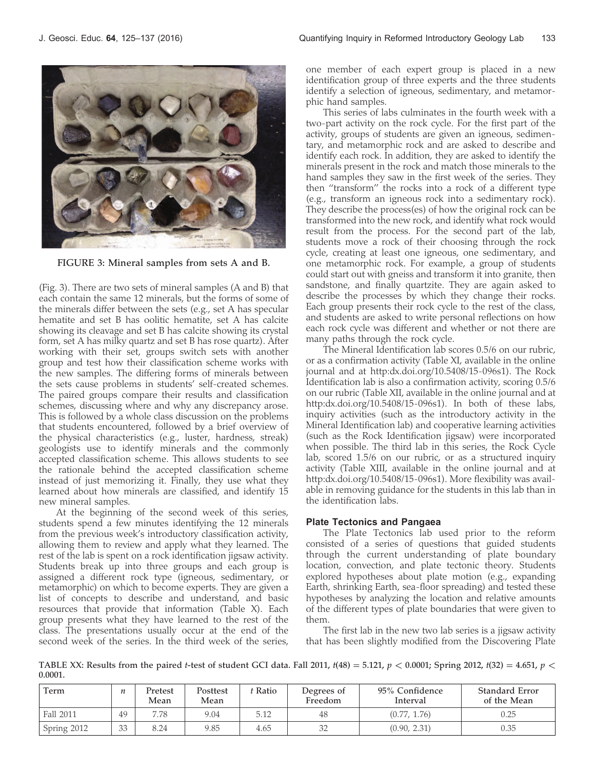FIGURE 3: Mineral samples from sets A and B.

(Fig. 3). There are two sets of mineral samples (A and B) that each contain the same 12 minerals, but the forms of some of the minerals differ between the sets (e.g., set A has specular hematite and set B has oolitic hematite, set A has calcite showing its cleavage and set B has calcite showing its crystal form, set A has milky quartz and set B has rose quartz). After working with their set, groups switch sets with another group and test how their classification scheme works with the new samples. The differing forms of minerals between the sets cause problems in students' self-created schemes. The paired groups compare their results and classification schemes, discussing where and why any discrepancy arose. This is followed by a whole class discussion on the problems that students encountered, followed by a brief overview of the physical characteristics (e.g., luster, hardness, streak) geologists use to identify minerals and the commonly accepted classification scheme. This allows students to see the rationale behind the accepted classification scheme instead of just memorizing it. Finally, they use what they learned about how minerals are classified, and identify 15 new mineral samples.

At the beginning of the second week of this series, students spend a few minutes identifying the 12 minerals from the previous week's introductory classification activity, allowing them to review and apply what they learned. The rest of the lab is spent on a rock identification jigsaw activity. Students break up into three groups and each group is assigned a different rock type (igneous, sedimentary, or metamorphic) on which to become experts. They are given a list of concepts to describe and understand, and basic resources that provide that information (Table X). Each group presents what they have learned to the rest of the class. The presentations usually occur at the end of the second week of the series. In the third week of the series, one member of each expert group is placed in a new identification group of three experts and the three students identify a selection of igneous, sedimentary, and metamorphic hand samples.

This series of labs culminates in the fourth week with a two-part activity on the rock cycle. For the first part of the activity, groups of students are given an igneous, sedimentary, and metamorphic rock and are asked to describe and identify each rock. In addition, they are asked to identify the minerals present in the rock and match those minerals to the hand samples they saw in the first week of the series. They then "transform" the rocks into a rock of a different type (e.g., transform an igneous rock into a sedimentary rock). They describe the process(es) of how the original rock can be transformed into the new rock, and identify what rock would result from the process. For the second part of the lab, students move a rock of their choosing through the rock cycle, creating at least one igneous, one sedimentary, and one metamorphic rock. For example, a group of students could start out with gneiss and transform it into granite, then sandstone, and finally quartzite. They are again asked to describe the processes by which they change their rocks. Each group presents their rock cycle to the rest of the class, and students are asked to write personal reflections on how each rock cycle was different and whether or not there are many paths through the rock cycle.

The Mineral Identification lab scores 0.5/6 on our rubric, or as a confirmation activity (Table XI, available in the online journal and at http:dx.doi.org/10.5408/15-096s1). The Rock Identification lab is also a confirmation activity, scoring 0.5/6 on our rubric (Table XII, available in the online journal and at http:dx.doi.org/10.5408/15-096s1). In both of these labs, inquiry activities (such as the introductory activity in the Mineral Identification lab) and cooperative learning activities (such as the Rock Identification jigsaw) were incorporated when possible. The third lab in this series, the Rock Cycle lab, scored 1.5/6 on our rubric, or as a structured inquiry activity (Table XIII, available in the online journal and at http:dx.doi.org/10.5408/15-096s1). More flexibility was available in removing guidance for the students in this lab than in the identification labs.

### Plate Tectonics and Pangaea

The Plate Tectonics lab used prior to the reform consisted of a series of questions that guided students through the current understanding of plate boundary location, convection, and plate tectonic theory. Students explored hypotheses about plate motion (e.g., expanding Earth, shrinking Earth, sea-floor spreading) and tested these hypotheses by analyzing the location and relative amounts of the different types of plate boundaries that were given to them.

The first lab in the new two lab series is a jigsaw activity that has been slightly modified from the Discovering Plate

TABLE XX: Results from the paired *t*-test of student GCI data. Fall 2011, $t(48) = 5.121$, $p < 0.0001$; Spring 2012, $t(32) = 4.651$, $p < 0.0001$.

| Term | $n$ | Pretest Mean | Posttest Mean | $t$ Ratio | Degrees of Freedom | 95% Confidence Interval | Standard Error of the Mean |
|---|---|---|---|---|---|---|---|
| Fall 2011 | 49 | 7.78 | 9.04 | 5.12 | 48 | (0.77, 1.76) | 0.25 |
| Spring 2012 | 33 | 8.24 | 9.85 | 4.65 | 32 | (0.90, 2.31) | 0.35 |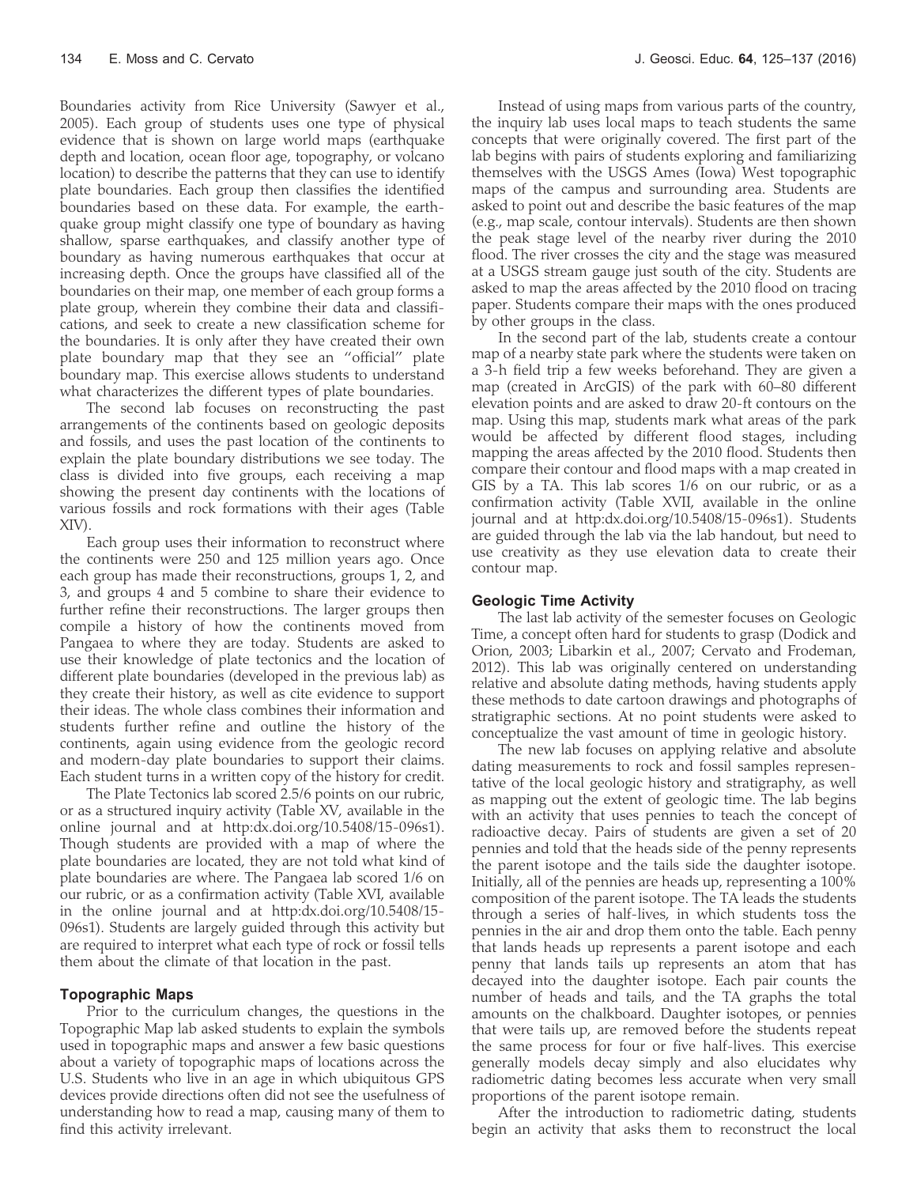Boundaries activity from Rice University (Sawyer et al., 2005). Each group of students uses one type of physical evidence that is shown on large world maps (earthquake depth and location, ocean floor age, topography, or volcano location) to describe the patterns that they can use to identify plate boundaries. Each group then classifies the identified boundaries based on these data. For example, the earthquake group might classify one type of boundary as having shallow, sparse earthquakes, and classify another type of boundary as having numerous earthquakes that occur at increasing depth. Once the groups have classified all of the boundaries on their map, one member of each group forms a plate group, wherein they combine their data and classifications, and seek to create a new classification scheme for the boundaries. It is only after they have created their own plate boundary map that they see an "official" plate boundary map. This exercise allows students to understand what characterizes the different types of plate boundaries.

The second lab focuses on reconstructing the past arrangements of the continents based on geologic deposits and fossils, and uses the past location of the continents to explain the plate boundary distributions we see today. The class is divided into five groups, each receiving a map showing the present day continents with the locations of various fossils and rock formations with their ages (Table XIV).

Each group uses their information to reconstruct where the continents were 250 and 125 million years ago. Once each group has made their reconstructions, groups 1, 2, and 3, and groups 4 and 5 combine to share their evidence to further refine their reconstructions. The larger groups then compile a history of how the continents moved from Pangaea to where they are today. Students are asked to use their knowledge of plate tectonics and the location of different plate boundaries (developed in the previous lab) as they create their history, as well as cite evidence to support their ideas. The whole class combines their information and students further refine and outline the history of the continents, again using evidence from the geologic record and modern-day plate boundaries to support their claims. Each student turns in a written copy of the history for credit.

The Plate Tectonics lab scored 2.5/6 points on our rubric, or as a structured inquiry activity (Table XV, available in the online journal and at http:dx.doi.org/10.5408/15-096s1). Though students are provided with a map of where the plate boundaries are located, they are not told what kind of plate boundaries are where. The Pangaea lab scored 1/6 on our rubric, or as a confirmation activity (Table XVI, available in the online journal and at http:dx.doi.org/10.5408/15-096s1). Students are largely guided through this activity but are required to interpret what each type of rock or fossil tells them about the climate of that location in the past.

### Topographic Maps

Prior to the curriculum changes, the questions in the Topographic Map lab asked students to explain the symbols used in topographic maps and answer a few basic questions about a variety of topographic maps of locations across the U.S. Students who live in an age in which ubiquitous GPS devices provide directions often did not see the usefulness of understanding how to read a map, causing many of them to find this activity irrelevant.

Instead of using maps from various parts of the country, the inquiry lab uses local maps to teach students the same concepts that were originally covered. The first part of the lab begins with pairs of students exploring and familiarizing themselves with the USGS Ames (Iowa) West topographic maps of the campus and surrounding area. Students are asked to point out and describe the basic features of the map (e.g., map scale, contour intervals). Students are then shown the peak stage level of the nearby river during the 2010 flood. The river crosses the city and the stage was measured at a USGS stream gauge just south of the city. Students are asked to map the areas affected by the 2010 flood on tracing paper. Students compare their maps with the ones produced by other groups in the class.

In the second part of the lab, students create a contour map of a nearby state park where the students were taken on a 3-h field trip a few weeks beforehand. They are given a map (created in ArcGIS) of the park with 60–80 different elevation points and are asked to draw 20-ft contours on the map. Using this map, students mark what areas of the park would be affected by different flood stages, including mapping the areas affected by the 2010 flood. Students then compare their contour and flood maps with a map created in GIS by a TA. This lab scores 1/6 on our rubric, or as a confirmation activity (Table XVII, available in the online journal and at http:dx.doi.org/10.5408/15-096s1). Students are guided through the lab via the lab handout, but need to use creativity as they use elevation data to create their contour map.

### Geologic Time Activity

The last lab activity of the semester focuses on Geologic Time, a concept often hard for students to grasp (Dodick and Orion, 2003; Libarkin et al., 2007; Cervato and Frodeman, 2012). This lab was originally centered on understanding relative and absolute dating methods, having students apply these methods to date cartoon drawings and photographs of stratigraphic sections. At no point students were asked to conceptualize the vast amount of time in geologic history.

The new lab focuses on applying relative and absolute dating measurements to rock and fossil samples representative of the local geologic history and stratigraphy, as well as mapping out the extent of geologic time. The lab begins with an activity that uses pennies to teach the concept of radioactive decay. Pairs of students are given a set of 20 pennies and told that the heads side of the penny represents the parent isotope and the tails side the daughter isotope. Initially, all of the pennies are heads up, representing a 100% composition of the parent isotope. The TA leads the students through a series of half-lives, in which students toss the pennies in the air and drop them onto the table. Each penny that lands heads up represents a parent isotope and each penny that lands tails up represents an atom that has decayed into the daughter isotope. Each pair counts the number of heads and tails, and the TA graphs the total amounts on the chalkboard. Daughter isotopes, or pennies that were tails up, are removed before the students repeat the same process for four or five half-lives. This exercise generally models decay simply and also elucidates why radiometric dating becomes less accurate when very small proportions of the parent isotope remain.

After the introduction to radiometric dating, students begin an activity that asks them to reconstruct the local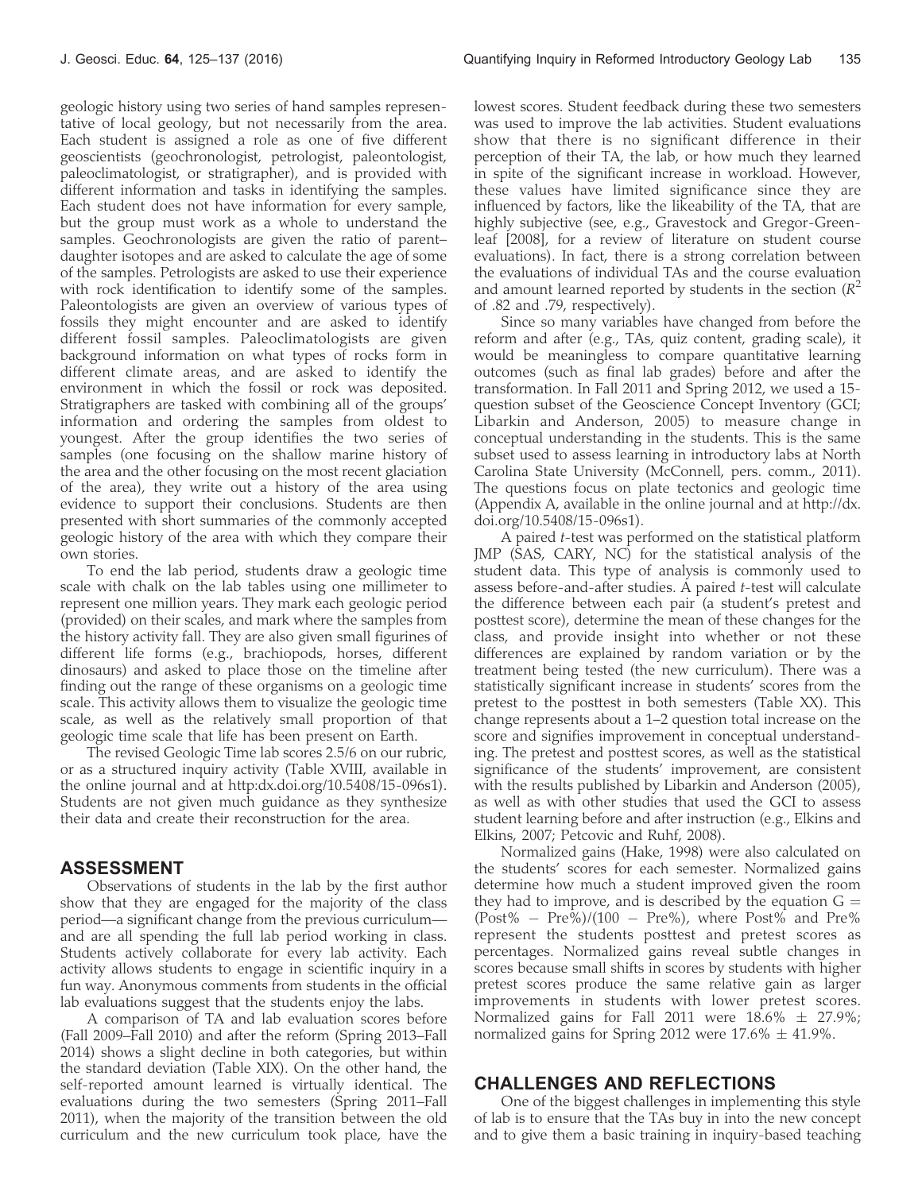geologic history using two series of hand samples representative of local geology, but not necessarily from the area. Each student is assigned a role as one of five different geoscientists (geochronologist, petrologist, paleontologist, paleoclimatologist, or stratigrapher), and is provided with different information and tasks in identifying the samples. Each student does not have information for every sample, but the group must work as a whole to understand the samples. Geochronologists are given the ratio of parent–daughter isotopes and are asked to calculate the age of some of the samples. Petrologists are asked to use their experience with rock identification to identify some of the samples. Paleontologists are given an overview of various types of fossils they might encounter and are asked to identify different fossil samples. Paleoclimatologists are given background information on what types of rocks form in different climate areas, and are asked to identify the environment in which the fossil or rock was deposited. Stratigraphers are tasked with combining all of the groups' information and ordering the samples from oldest to youngest. After the group identifies the two series of samples (one focusing on the shallow marine history of the area and the other focusing on the most recent glaciation of the area), they write out a history of the area using evidence to support their conclusions. Students are then presented with short summaries of the commonly accepted geologic history of the area with which they compare their own stories.

To end the lab period, students draw a geologic time scale with chalk on the lab tables using one millimeter to represent one million years. They mark each geologic period (provided) on their scales, and mark where the samples from the history activity fall. They are also given small figurines of different life forms (e.g., brachiopods, horses, different dinosaurs) and asked to place those on the timeline after finding out the range of these organisms on a geologic time scale. This activity allows them to visualize the geologic time scale, as well as the relatively small proportion of that geologic time scale that life has been present on Earth.

The revised Geologic Time lab scores 2.5/6 on our rubric, or as a structured inquiry activity (Table XVIII, available in the online journal and at http:dx.doi.org/10.5408/15-096s1). Students are not given much guidance as they synthesize their data and create their reconstruction for the area.

## ASSESSMENT

Observations of students in the lab by the first author show that they are engaged for the majority of the class period—a significant change from the previous curriculum—and are all spending the full lab period working in class. Students actively collaborate for every lab activity. Each activity allows students to engage in scientific inquiry in a fun way. Anonymous comments from students in the official lab evaluations suggest that the students enjoy the labs.

A comparison of TA and lab evaluation scores before (Fall 2009–Fall 2010) and after the reform (Spring 2013–Fall 2014) shows a slight decline in both categories, but within the standard deviation (Table XIX). On the other hand, the self-reported amount learned is virtually identical. The evaluations during the two semesters (Spring 2011–Fall 2011), when the majority of the transition between the old curriculum and the new curriculum took place, have the lowest scores. Student feedback during these two semesters was used to improve the lab activities. Student evaluations show that there is no significant difference in their perception of their TA, the lab, or how much they learned in spite of the significant increase in workload. However, these values have limited significance since they are influenced by factors, like the likeability of the TA, that are highly subjective (see, e.g., Gravestock and Gregor-Greenleaf [2008], for a review of literature on student course evaluations). In fact, there is a strong correlation between the evaluations of individual TAs and the course evaluation and amount learned reported by students in the section ($R^2$ of .82 and .79, respectively).

Since so many variables have changed from before the reform and after (e.g., TAs, quiz content, grading scale), it would be meaningless to compare quantitative learning outcomes (such as final lab grades) before and after the transformation. In Fall 2011 and Spring 2012, we used a 15-question subset of the Geoscience Concept Inventory (GCI; Libarkin and Anderson, 2005) to measure change in conceptual understanding in the students. This is the same subset used to assess learning in introductory labs at North Carolina State University (McConnell, pers. comm., 2011). The questions focus on plate tectonics and geologic time (Appendix A, available in the online journal and at http://dx.doi.org/10.5408/15-096s1).

A paired $t$-test was performed on the statistical platform JMP (SAS, CARY, NC) for the statistical analysis of the student data. This type of analysis is commonly used to assess before-and-after studies. A paired $t$-test will calculate the difference between each pair (a student's pretest and posttest score), determine the mean of these changes for the class, and provide insight into whether or not these differences are explained by random variation or by the treatment being tested (the new curriculum). There was a statistically significant increase in students' scores from the pretest to the posttest in both semesters (Table XX). This change represents about a 1–2 question total increase on the score and signifies improvement in conceptual understanding. The pretest and posttest scores, as well as the statistical significance of the students' improvement, are consistent with the results published by Libarkin and Anderson (2005), as well as with other studies that used the GCI to assess student learning before and after instruction (e.g., Elkins and Elkins, 2007; Petcovic and Ruhf, 2008).

Normalized gains (Hake, 1998) were also calculated on the students' scores for each semester. Normalized gains determine how much a student improved given the room they had to improve, and is described by the equation $G = (\text{Post\%} - \text{Pre\%})/(100 - \text{Pre\%})$, where Post% and Pre% represent the students posttest and pretest scores as percentages. Normalized gains reveal subtle changes in scores because small shifts in scores by students with higher pretest scores produce the same relative gain as larger improvements in students with lower pretest scores. Normalized gains for Fall 2011 were 18.6% $\pm$ 27.9%; normalized gains for Spring 2012 were 17.6% $\pm$ 41.9%.

## CHALLENGES AND REFLECTIONS

One of the biggest challenges in implementing this style of lab is to ensure that the TAs buy in into the new concept and to give them a basic training in inquiry-based teaching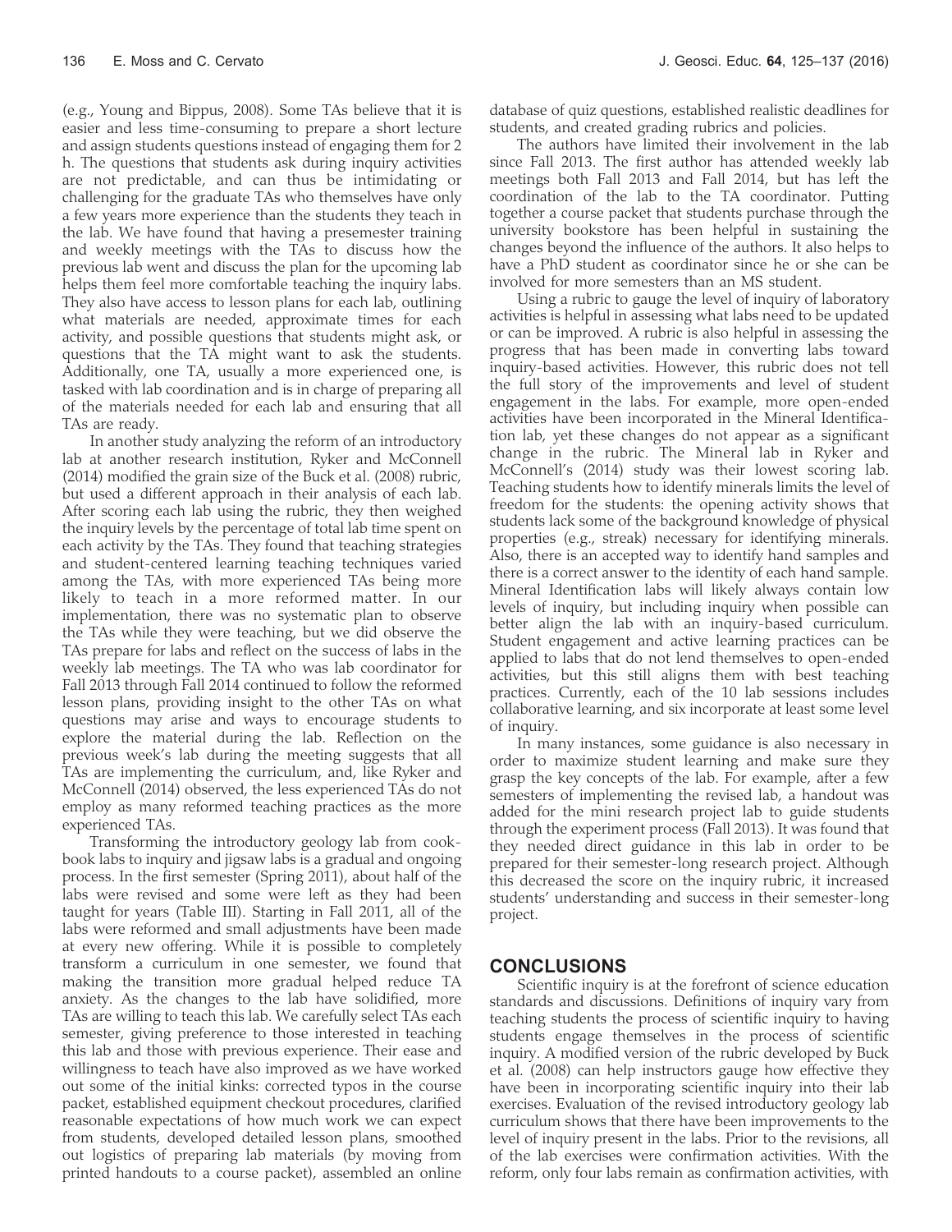(e.g., Young and Bippus, 2008). Some TAs believe that it is easier and less time-consuming to prepare a short lecture and assign students questions instead of engaging them for 2 h. The questions that students ask during inquiry activities are not predictable, and can thus be intimidating or challenging for the graduate TAs who themselves have only a few years more experience than the students they teach in the lab. We have found that having a presemester training and weekly meetings with the TAs to discuss how the previous lab went and discuss the plan for the upcoming lab helps them feel more comfortable teaching the inquiry labs. They also have access to lesson plans for each lab, outlining what materials are needed, approximate times for each activity, and possible questions that students might ask, or questions that the TA might want to ask the students. Additionally, one TA, usually a more experienced one, is tasked with lab coordination and is in charge of preparing all of the materials needed for each lab and ensuring that all TAs are ready.

In another study analyzing the reform of an introductory lab at another research institution, Ryker and McConnell (2014) modified the grain size of the Buck et al. (2008) rubric, but used a different approach in their analysis of each lab. After scoring each lab using the rubric, they then weighed the inquiry levels by the percentage of total lab time spent on each activity by the TAs. They found that teaching strategies and student-centered learning teaching techniques varied among the TAs, with more experienced TAs being more likely to teach in a more reformed matter. In our implementation, there was no systematic plan to observe the TAs while they were teaching, but we did observe the TAs prepare for labs and reflect on the success of labs in the weekly lab meetings. The TA who was lab coordinator for Fall 2013 through Fall 2014 continued to follow the reformed lesson plans, providing insight to the other TAs on what questions may arise and ways to encourage students to explore the material during the lab. Reflection on the previous week's lab during the meeting suggests that all TAs are implementing the curriculum, and, like Ryker and McConnell (2014) observed, the less experienced TAs do not employ as many reformed teaching practices as the more experienced TAs.

Transforming the introductory geology lab from cookbook labs to inquiry and jigsaw labs is a gradual and ongoing process. In the first semester (Spring 2011), about half of the labs were revised and some were left as they had been taught for years (Table III). Starting in Fall 2011, all of the labs were reformed and small adjustments have been made at every new offering. While it is possible to completely transform a curriculum in one semester, we found that making the transition more gradual helped reduce TA anxiety. As the changes to the lab have solidified, more TAs are willing to teach this lab. We carefully select TAs each semester, giving preference to those interested in teaching this lab and those with previous experience. Their ease and willingness to teach have also improved as we have worked out some of the initial kinks: corrected typos in the course packet, established equipment checkout procedures, clarified reasonable expectations of how much work we can expect from students, developed detailed lesson plans, smoothed out logistics of preparing lab materials (by moving from printed handouts to a course packet), assembled an online database of quiz questions, established realistic deadlines for students, and created grading rubrics and policies.

The authors have limited their involvement in the lab since Fall 2013. The first author has attended weekly lab meetings both Fall 2013 and Fall 2014, but has left the coordination of the lab to the TA coordinator. Putting together a course packet that students purchase through the university bookstore has been helpful in sustaining the changes beyond the influence of the authors. It also helps to have a PhD student as coordinator since he or she can be involved for more semesters than an MS student.

Using a rubric to gauge the level of inquiry of laboratory activities is helpful in assessing what labs need to be updated or can be improved. A rubric is also helpful in assessing the progress that has been made in converting labs toward inquiry-based activities. However, this rubric does not tell the full story of the improvements and level of student engagement in the labs. For example, more open-ended activities have been incorporated in the Mineral Identification lab, yet these changes do not appear as a significant change in the rubric. The Mineral lab in Ryker and McConnell's (2014) study was their lowest scoring lab. Teaching students how to identify minerals limits the level of freedom for the students: the opening activity shows that students lack some of the background knowledge of physical properties (e.g., streak) necessary for identifying minerals. Also, there is an accepted way to identify hand samples and there is a correct answer to the identity of each hand sample. Mineral Identification labs will likely always contain low levels of inquiry, but including inquiry when possible can better align the lab with an inquiry-based curriculum. Student engagement and active learning practices can be applied to labs that do not lend themselves to open-ended activities, but this still aligns them with best teaching practices. Currently, each of the 10 lab sessions includes collaborative learning, and six incorporate at least some level of inquiry.

In many instances, some guidance is also necessary in order to maximize student learning and make sure they grasp the key concepts of the lab. For example, after a few semesters of implementing the revised lab, a handout was added for the mini research project lab to guide students through the experiment process (Fall 2013). It was found that they needed direct guidance in this lab in order to be prepared for their semester-long research project. Although this decreased the score on the inquiry rubric, it increased students' understanding and success in their semester-long project.

## CONCLUSIONS

Scientific inquiry is at the forefront of science education standards and discussions. Definitions of inquiry vary from teaching students the process of scientific inquiry to having students engage themselves in the process of scientific inquiry. A modified version of the rubric developed by Buck et al. (2008) can help instructors gauge how effective they have been in incorporating scientific inquiry into their lab exercises. Evaluation of the revised introductory geology lab curriculum shows that there have been improvements to the level of inquiry present in the labs. Prior to the revisions, all of the lab exercises were confirmation activities. With the reform, only four labs remain as confirmation activities, with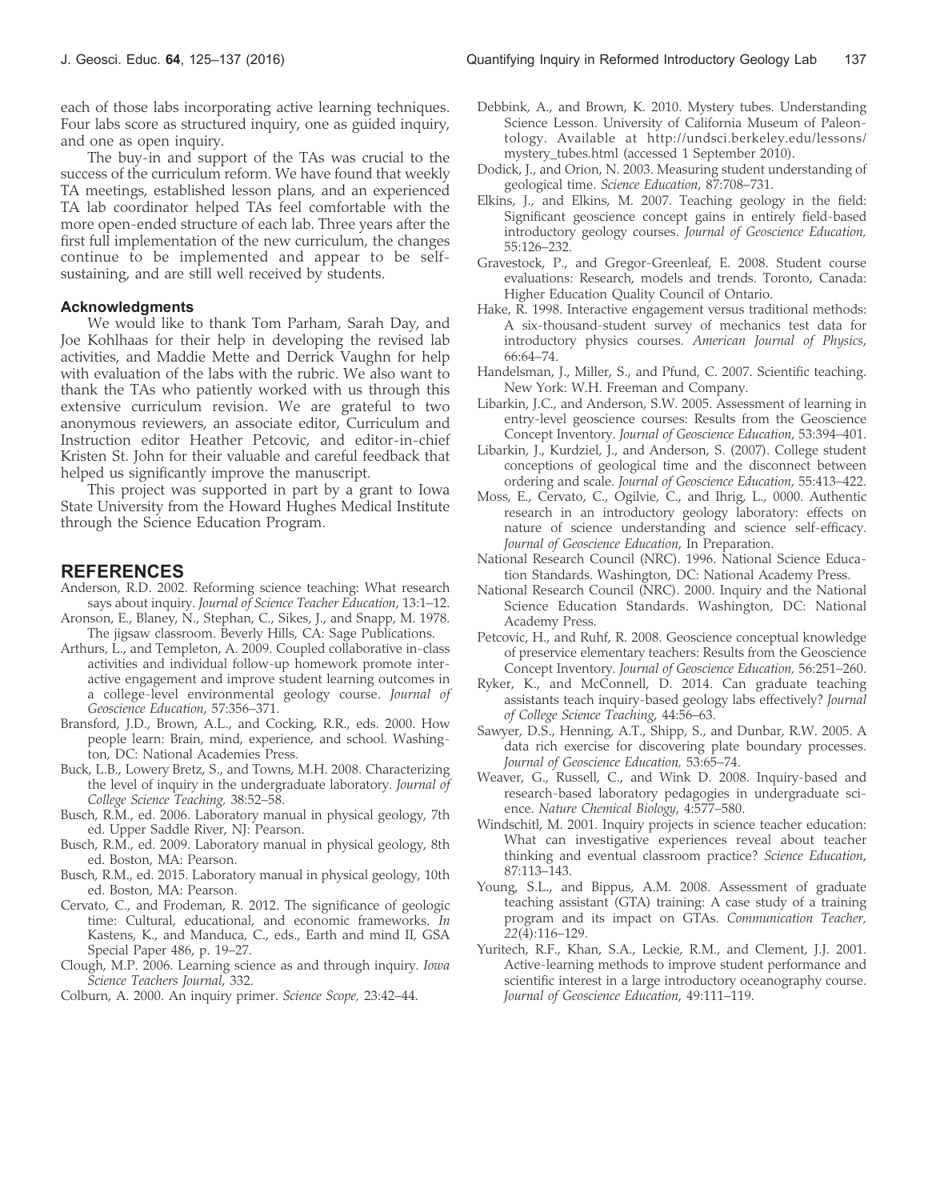each of those labs incorporating active learning techniques. Four labs score as structured inquiry, one as guided inquiry, and one as open inquiry.

The buy-in and support of the TAs was crucial to the success of the curriculum reform. We have found that weekly TA meetings, established lesson plans, and an experienced TA lab coordinator helped TAs feel comfortable with the more open-ended structure of each lab. Three years after the first full implementation of the new curriculum, the changes continue to be implemented and appear to be self-sustaining, and are still well received by students.

### Acknowledgments

We would like to thank Tom Parham, Sarah Day, and Joe Kohlhaas for their help in developing the revised lab activities, and Maddie Mette and Derrick Vaughn for help with evaluation of the labs with the rubric. We also want to thank the TAs who patiently worked with us through this extensive curriculum revision. We are grateful to two anonymous reviewers, an associate editor, Curriculum and Instruction editor Heather Petcovic, and editor-in-chief Kristen St. John for their valuable and careful feedback that helped us significantly improve the manuscript.

This project was supported in part by a grant to Iowa State University from the Howard Hughes Medical Institute through the Science Education Program.

## REFERENCES

Anderson, R.D. 2002. Reforming science teaching: What research says about inquiry. *Journal of Science Teacher Education*, 13:1–12.

Aronson, E., Blaney, N., Stephan, C., Sikes, J., and Snapp, M. 1978. The jigsaw classroom. Beverly Hills, CA: Sage Publications.

Arthurs, L., and Templeton, A. 2009. Coupled collaborative in-class activities and individual follow-up homework promote interactive engagement and improve student learning outcomes in a college-level environmental geology course. *Journal of Geoscience Education*, 57:356–371.

Bransford, J.D., Brown, A.L., and Cocking, R.R., eds. 2000. How people learn: Brain, mind, experience, and school. Washington, DC: National Academies Press.

Buck, L.B., Lowery Bretz, S., and Towns, M.H. 2008. Characterizing the level of inquiry in the undergraduate laboratory. *Journal of College Science Teaching*, 38:52–58.

Busch, R.M., ed. 2006. Laboratory manual in physical geology, 7th ed. Upper Saddle River, NJ: Pearson.

Busch, R.M., ed. 2009. Laboratory manual in physical geology, 8th ed. Boston, MA: Pearson.

Busch, R.M., ed. 2015. Laboratory manual in physical geology, 10th ed. Boston, MA: Pearson.

Cervato, C., and Frodeman, R. 2012. The significance of geologic time: Cultural, educational, and economic frameworks. *In* Kastens, K., and Manduca, C., eds., Earth and mind II, GSA Special Paper 486, p. 19–27.

Clough, M.P. 2006. Learning science as and through inquiry. *Iowa Science Teachers Journal*, 332.

Colburn, A. 2000. An inquiry primer. *Science Scope*, 23:42–44.

Debbink, A., and Brown, K. 2010. Mystery tubes. Understanding Science Lesson. University of California Museum of Paleontology. Available at http://undsci.berkeley.edu/lessons/mystery_tubes.html (accessed 1 September 2010).

Dodick, J., and Orion, N. 2003. Measuring student understanding of geological time. *Science Education*, 87:708–731.

Elkins, J., and Elkins, M. 2007. Teaching geology in the field: Significant geoscience concept gains in entirely field-based introductory geology courses. *Journal of Geoscience Education*, 55:126–232.

Gravestock, P., and Gregor-Greenleaf, E. 2008. Student course evaluations: Research, models and trends. Toronto, Canada: Higher Education Quality Council of Ontario.

Hake, R. 1998. Interactive engagement versus traditional methods: A six-thousand-student survey of mechanics test data for introductory physics courses. *American Journal of Physics*, 66:64–74.

Handelsman, J., Miller, S., and Pfund, C. 2007. Scientific teaching. New York: W.H. Freeman and Company.

Libarkin, J.C., and Anderson, S.W. 2005. Assessment of learning in entry-level geoscience courses: Results from the Geoscience Concept Inventory. *Journal of Geoscience Education*, 53:394–401.

Libarkin, J., Kurdziel, J., and Anderson, S. (2007). College student conceptions of geological time and the disconnect between ordering and scale. *Journal of Geoscience Education*, 55:413–422.

Moss, E., Cervato, C., Ogilvie, C., and Ihrig, L., 0000. Authentic research in an introductory geology laboratory: effects on nature of science understanding and science self-efficacy. *Journal of Geoscience Education*, In Preparation.

National Research Council (NRC). 1996. National Science Education Standards. Washington, DC: National Academy Press.

National Research Council (NRC). 2000. Inquiry and the National Science Education Standards. Washington, DC: National Academy Press.

Petcovic, H., and Ruhf, R. 2008. Geoscience conceptual knowledge of preservice elementary teachers: Results from the Geoscience Concept Inventory. *Journal of Geoscience Education*, 56:251–260.

Ryker, K., and McConnell, D. 2014. Can graduate teaching assistants teach inquiry-based geology labs effectively? *Journal of College Science Teaching*, 44:56–63.

Sawyer, D.S., Henning, A.T., Shipp, S., and Dunbar, R.W. 2005. A data rich exercise for discovering plate boundary processes. *Journal of Geoscience Education*, 53:65–74.

Weaver, G., Russell, C., and Wink D. 2008. Inquiry-based and research-based laboratory pedagogies in undergraduate science. *Nature Chemical Biology*, 4:577–580.

Windschitl, M. 2001. Inquiry projects in science teacher education: What can investigative experiences reveal about teacher thinking and eventual classroom practice? *Science Education*, 87:113–143.

Young, S.L., and Bippus, A.M. 2008. Assessment of graduate teaching assistant (GTA) training: A case study of a training program and its impact on GTAs. *Communication Teacher*, 22(4):116–129.

Yuritech, R.F., Khan, S.A., Leckie, R.M., and Clement, J.J. 2001. Active-learning methods to improve student performance and scientific interest in a large introductory oceanography course. *Journal of Geoscience Education*, 49:111–119.